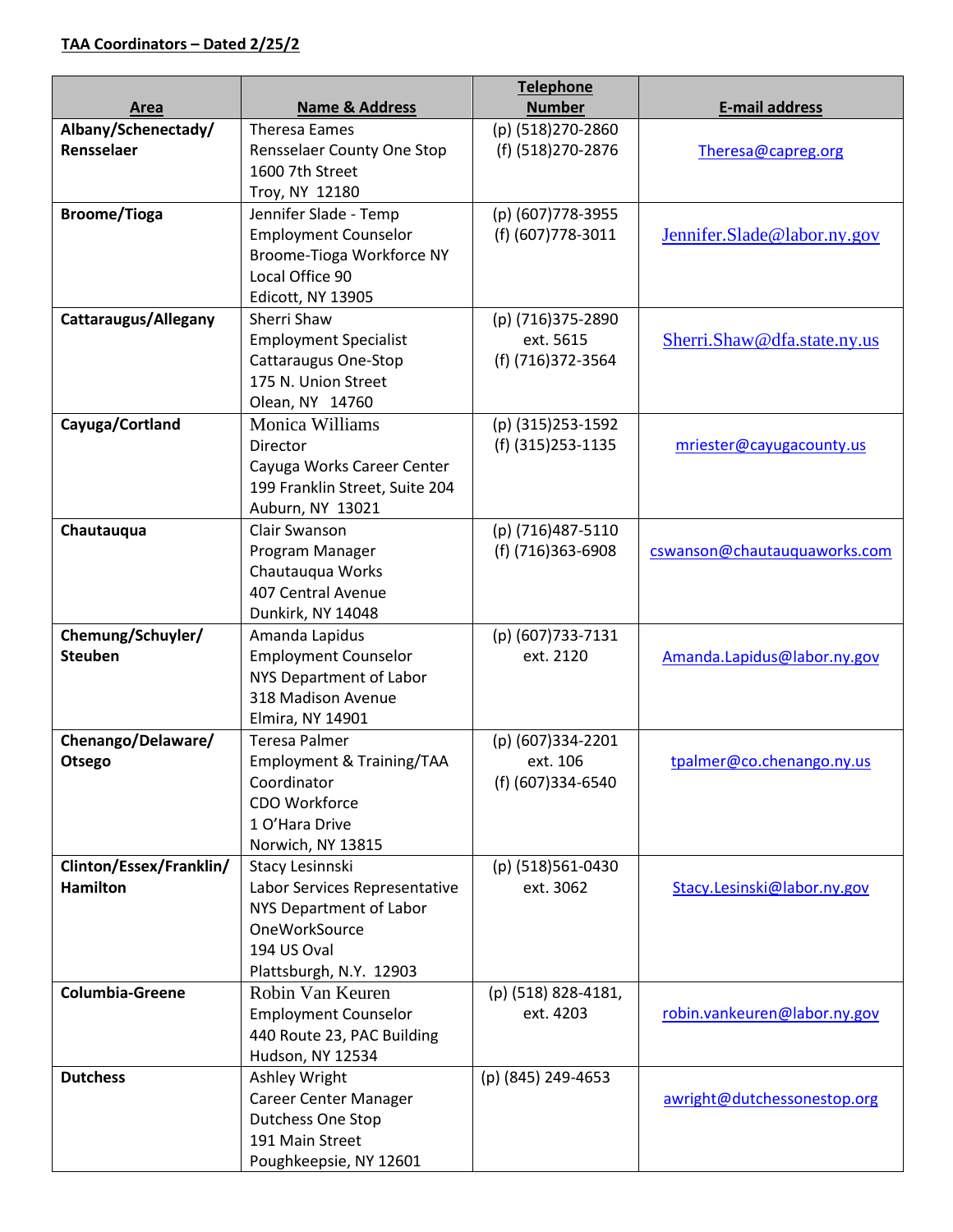**TAA Coordinators – Dated 2/25/2**

| Area | Name & Address | Telephone Number | E-mail address |
|---|---|---|---|
| **Albany/Schenectady/ Rensselaer** | Theresa Eames<br>Rensselaer County One Stop<br>1600 7th Street<br>Troy, NY 12180 | (p) (518)270-2860<br>(f) (518)270-2876 | Theresa@capreg.org |
| **Broome/Tioga** | Jennifer Slade - Temp<br>Employment Counselor<br>Broome-Tioga Workforce NY<br>Local Office 90<br>Edicott, NY 13905 | (p) (607)778-3955<br>(f) (607)778-3011 | Jennifer.Slade@labor.ny.gov |
| **Cattaraugus/Allegany** | Sherri Shaw<br>Employment Specialist<br>Cattaraugus One-Stop<br>175 N. Union Street<br>Olean, NY 14760 | (p) (716)375-2890 ext. 5615<br>(f) (716)372-3564 | Sherri.Shaw@dfa.state.ny.us |
| **Cayuga/Cortland** | Monica Williams<br>Director<br>Cayuga Works Career Center<br>199 Franklin Street, Suite 204<br>Auburn, NY 13021 | (p) (315)253-1592<br>(f) (315)253-1135 | mriester@cayugacounty.us |
| **Chautauqua** | Clair Swanson<br>Program Manager<br>Chautauqua Works<br>407 Central Avenue<br>Dunkirk, NY 14048 | (p) (716)487-5110<br>(f) (716)363-6908 | cswanson@chautauquaworks.com |
| **Chemung/Schuyler/ Steuben** | Amanda Lapidus<br>Employment Counselor<br>NYS Department of Labor<br>318 Madison Avenue<br>Elmira, NY 14901 | (p) (607)733-7131 ext. 2120 | Amanda.Lapidus@labor.ny.gov |
| **Chenango/Delaware/ Otsego** | Teresa Palmer<br>Employment & Training/TAA Coordinator<br>CDO Workforce<br>1 O'Hara Drive<br>Norwich, NY 13815 | (p) (607)334-2201 ext. 106<br>(f) (607)334-6540 | tpalmer@co.chenango.ny.us |
| **Clinton/Essex/Franklin/ Hamilton** | Stacy Lesinnski<br>Labor Services Representative<br>NYS Department of Labor<br>OneWorkSource<br>194 US Oval<br>Plattsburgh, N.Y. 12903 | (p) (518)561-0430 ext. 3062 | Stacy.Lesinski@labor.ny.gov |
| **Columbia-Greene** | Robin Van Keuren<br>Employment Counselor<br>440 Route 23, PAC Building<br>Hudson, NY 12534 | (p) (518) 828-4181, ext. 4203 | robin.vankeuren@labor.ny.gov |
| **Dutchess** | Ashley Wright<br>Career Center Manager<br>Dutchess One Stop<br>191 Main Street<br>Poughkeepsie, NY 12601 | (p) (845) 249-4653 | awright@dutchessonestop.org |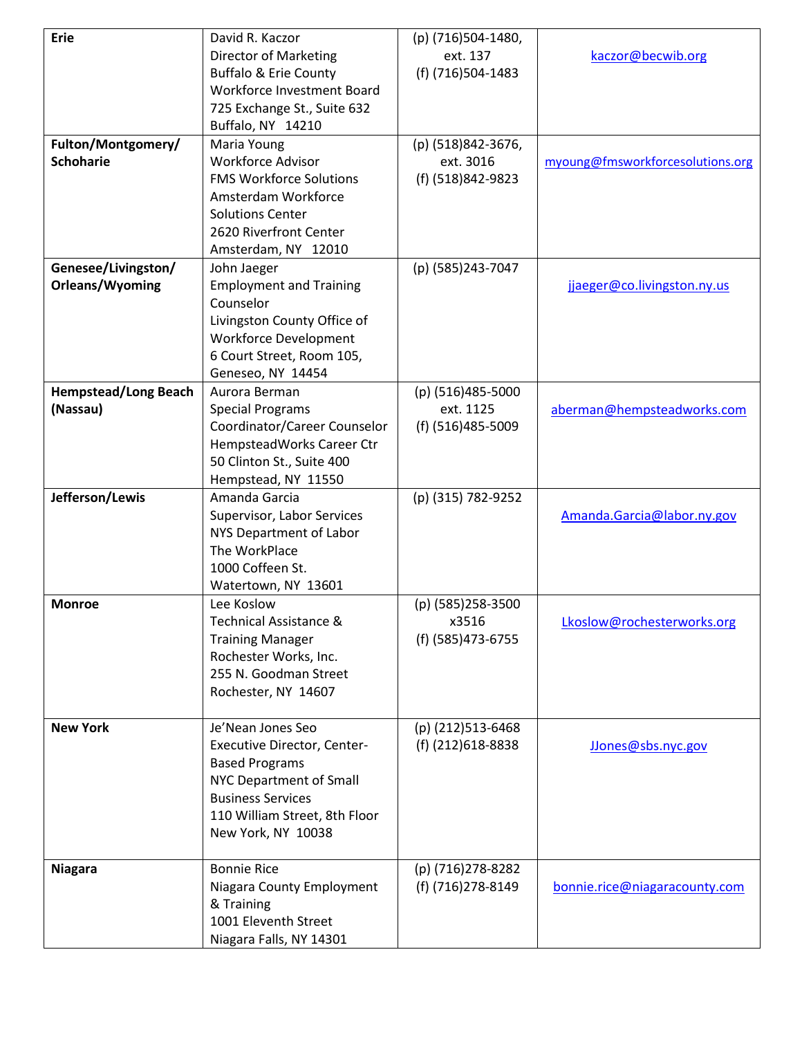| | | | |
|---|---|---|---|
| **Erie** | David R. Kaczor<br>Director of Marketing<br>Buffalo & Erie County Workforce Investment Board<br>725 Exchange St., Suite 632<br>Buffalo, NY 14210 | (p) (716)504-1480, ext. 137<br>(f) (716)504-1483 | kaczor@becwib.org |
| **Fulton/Montgomery/ Schoharie** | Maria Young<br>Workforce Advisor<br>FMS Workforce Solutions<br>Amsterdam Workforce Solutions Center<br>2620 Riverfront Center<br>Amsterdam, NY 12010 | (p) (518)842-3676, ext. 3016<br>(f) (518)842-9823 | myoung@fmsworkforcesolutions.org |
| **Genesee/Livingston/ Orleans/Wyoming** | John Jaeger<br>Employment and Training Counselor<br>Livingston County Office of Workforce Development<br>6 Court Street, Room 105,<br>Geneseo, NY 14454 | (p) (585)243-7047 | jjaeger@co.livingston.ny.us |
| **Hempstead/Long Beach (Nassau)** | Aurora Berman<br>Special Programs Coordinator/Career Counselor<br>HempsteadWorks Career Ctr<br>50 Clinton St., Suite 400<br>Hempstead, NY 11550 | (p) (516)485-5000 ext. 1125<br>(f) (516)485-5009 | aberman@hempsteadworks.com |
| **Jefferson/Lewis** | Amanda Garcia<br>Supervisor, Labor Services<br>NYS Department of Labor<br>The WorkPlace<br>1000 Coffeen St.<br>Watertown, NY 13601 | (p) (315) 782-9252 | Amanda.Garcia@labor.ny.gov |
| **Monroe** | Lee Koslow<br>Technical Assistance & Training Manager<br>Rochester Works, Inc.<br>255 N. Goodman Street<br>Rochester, NY 14607 | (p) (585)258-3500 x3516<br>(f) (585)473-6755 | Lkoslow@rochesterworks.org |
| **New York** | Je'Nean Jones Seo<br>Executive Director, Center-Based Programs<br>NYC Department of Small Business Services<br>110 William Street, 8th Floor<br>New York, NY 10038 | (p) (212)513-6468<br>(f) (212)618-8838 | JJones@sbs.nyc.gov |
| **Niagara** | Bonnie Rice<br>Niagara County Employment & Training<br>1001 Eleventh Street<br>Niagara Falls, NY 14301 | (p) (716)278-8282<br>(f) (716)278-8149 | bonnie.rice@niagaracounty.com |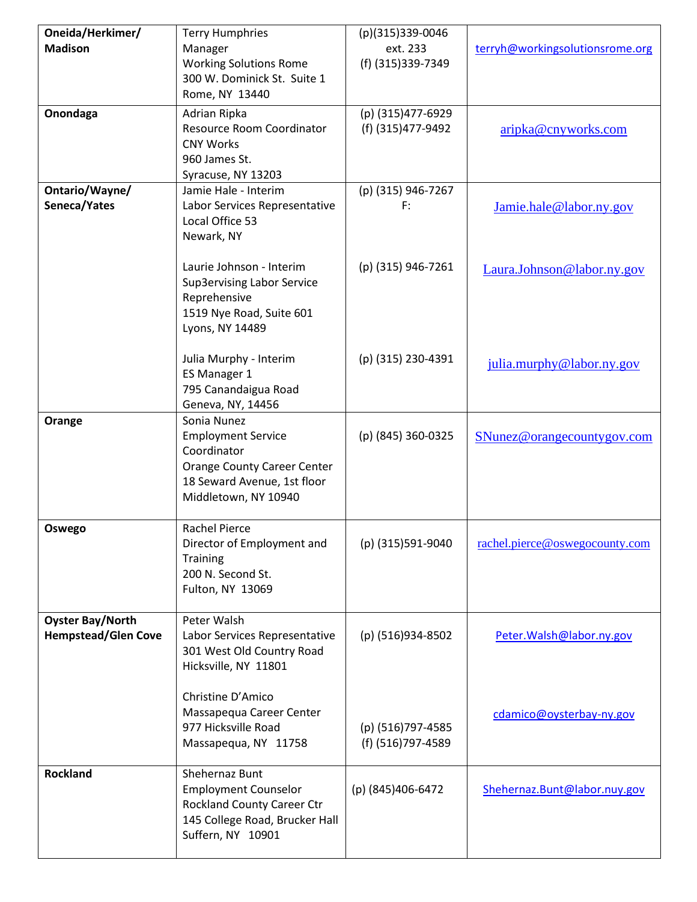| | | | |
|---|---|---|---|
| **Oneida/Herkimer/ Madison** | Terry Humphries<br>Manager<br>Working Solutions Rome<br>300 W. Dominick St. Suite 1<br>Rome, NY 13440 | (p)(315)339-0046 ext. 233<br>(f) (315)339-7349 | terryh@workingsolutionsrome.org |
| **Onondaga** | Adrian Ripka<br>Resource Room Coordinator<br>CNY Works<br>960 James St.<br>Syracuse, NY 13203 | (p) (315)477-6929<br>(f) (315)477-9492 | aripka@cnyworks.com |
| **Ontario/Wayne/ Seneca/Yates** | Jamie Hale - Interim<br>Labor Services Representative<br>Local Office 53<br>Newark, NY<br><br>Laurie Johnson - Interim<br>Sup3ervising Labor Service Reprehensive<br>1519 Nye Road, Suite 601<br>Lyons, NY 14489<br><br>Julia Murphy - Interim<br>ES Manager 1<br>795 Canandaigua Road<br>Geneva, NY, 14456 | (p) (315) 946-7267<br>F:<br><br>(p) (315) 946-7261<br><br>(p) (315) 230-4391 | Jamie.hale@labor.ny.gov<br><br>Laura.Johnson@labor.ny.gov<br><br>julia.murphy@labor.ny.gov |
| **Orange** | Sonia Nunez<br>Employment Service Coordinator<br>Orange County Career Center<br>18 Seward Avenue, 1st floor<br>Middletown, NY 10940 | (p) (845) 360-0325 | SNunez@orangecountygov.com |
| **Oswego** | Rachel Pierce<br>Director of Employment and Training<br>200 N. Second St.<br>Fulton, NY 13069 | (p) (315)591-9040 | rachel.pierce@oswegocounty.com |
| **Oyster Bay/North Hempstead/Glen Cove** | Peter Walsh<br>Labor Services Representative<br>301 West Old Country Road<br>Hicksville, NY 11801<br><br>Christine D'Amico<br>Massapequa Career Center<br>977 Hicksville Road<br>Massapequa, NY 11758 | (p) (516)934-8502<br><br>(p) (516)797-4585<br>(f) (516)797-4589 | Peter.Walsh@labor.ny.gov<br><br>cdamico@oysterbay-ny.gov |
| **Rockland** | Shehernaz Bunt<br>Employment Counselor<br>Rockland County Career Ctr<br>145 College Road, Brucker Hall<br>Suffern, NY 10901 | (p) (845)406-6472 | Shehernaz.Bunt@labor.nuy.gov |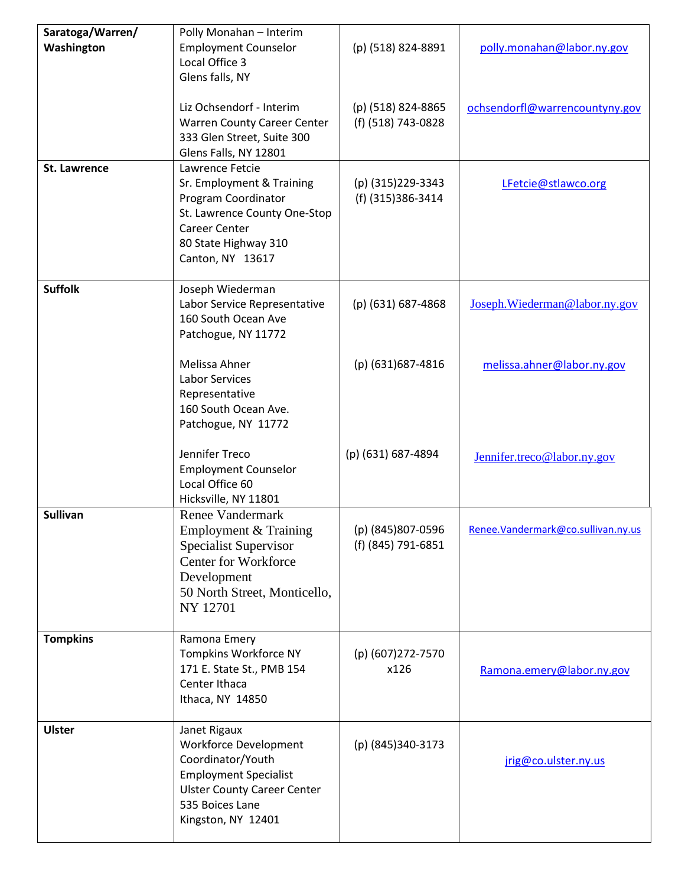| Saratoga/Warren/ Washington | Polly Monahan – Interim Employment Counselor Local Office 3 Glens falls, NY | (p) (518) 824-8891 | polly.monahan@labor.ny.gov |
|---|---|---|---|
| | Liz Ochsendorf - Interim Warren County Career Center 333 Glen Street, Suite 300 Glens Falls, NY 12801 | (p) (518) 824-8865 (f) (518) 743-0828 | ochsendorfl@warrencountyny.gov |
| **St. Lawrence** | Lawrence Fetcie Sr. Employment & Training Program Coordinator St. Lawrence County One-Stop Career Center 80 State Highway 310 Canton, NY 13617 | (p) (315)229-3343 (f) (315)386-3414 | LFetcie@stlawco.org |
| **Suffolk** | Joseph Wiederman Labor Service Representative 160 South Ocean Ave Patchogue, NY 11772 | (p) (631) 687-4868 | Joseph.Wiederman@labor.ny.gov |
| | Melissa Ahner Labor Services Representative 160 South Ocean Ave. Patchogue, NY 11772 | (p) (631)687-4816 | melissa.ahner@labor.ny.gov |
| | Jennifer Treco Employment Counselor Local Office 60 Hicksville, NY 11801 | (p) (631) 687-4894 | Jennifer.treco@labor.ny.gov |
| **Sullivan** | Renee Vandermark Employment & Training Specialist Supervisor Center for Workforce Development 50 North Street, Monticello, NY 12701 | (p) (845)807-0596 (f) (845) 791-6851 | Renee.Vandermark@co.sullivan.ny.us |
| **Tompkins** | Ramona Emery Tompkins Workforce NY 171 E. State St., PMB 154 Center Ithaca Ithaca, NY 14850 | (p) (607)272-7570 x126 | Ramona.emery@labor.ny.gov |
| **Ulster** | Janet Rigaux Workforce Development Coordinator/Youth Employment Specialist Ulster County Career Center 535 Boices Lane Kingston, NY 12401 | (p) (845)340-3173 | jrig@co.ulster.ny.us |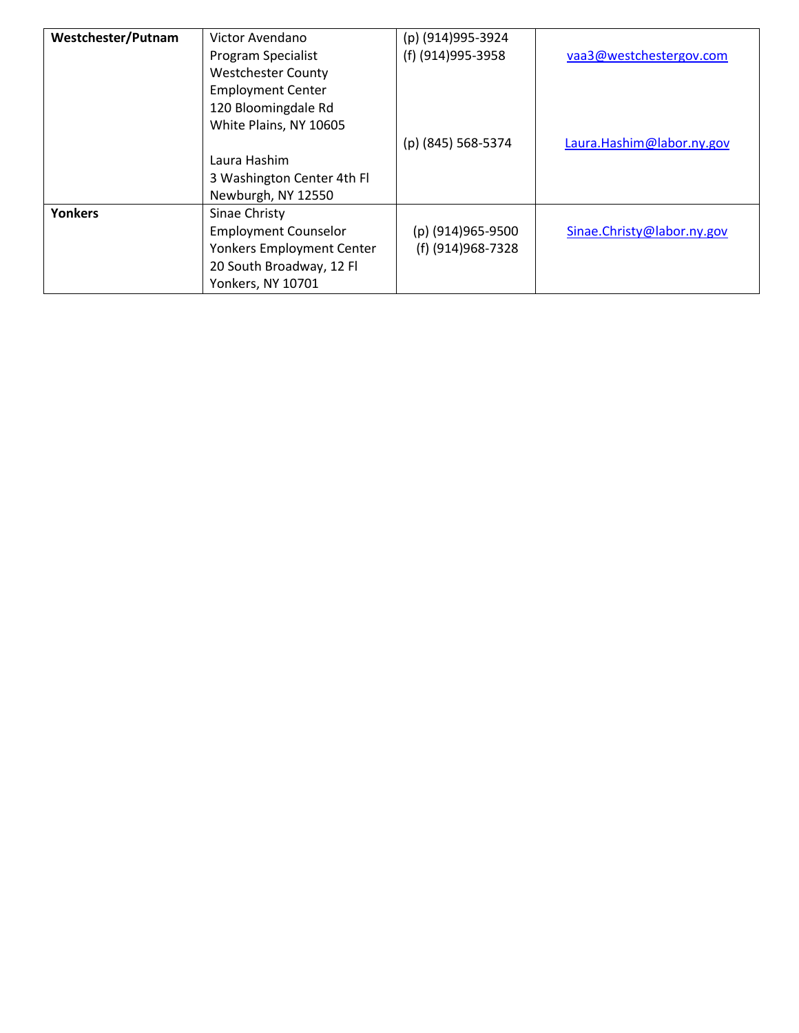| | | | |
|---|---|---|---|
| **Westchester/Putnam** | Victor Avendano<br>Program Specialist<br>Westchester County<br>Employment Center<br>120 Bloomingdale Rd<br>White Plains, NY 10605<br><br>Laura Hashim<br>3 Washington Center 4th Fl<br>Newburgh, NY 12550 | (p) (914)995-3924<br>(f) (914)995-3958<br><br>(p) (845) 568-5374 | vaa3@westchestergov.com<br><br>Laura.Hashim@labor.ny.gov |
| **Yonkers** | Sinae Christy<br>Employment Counselor<br>Yonkers Employment Center<br>20 South Broadway, 12 Fl<br>Yonkers, NY 10701 | (p) (914)965-9500<br>(f) (914)968-7328 | Sinae.Christy@labor.ny.gov |